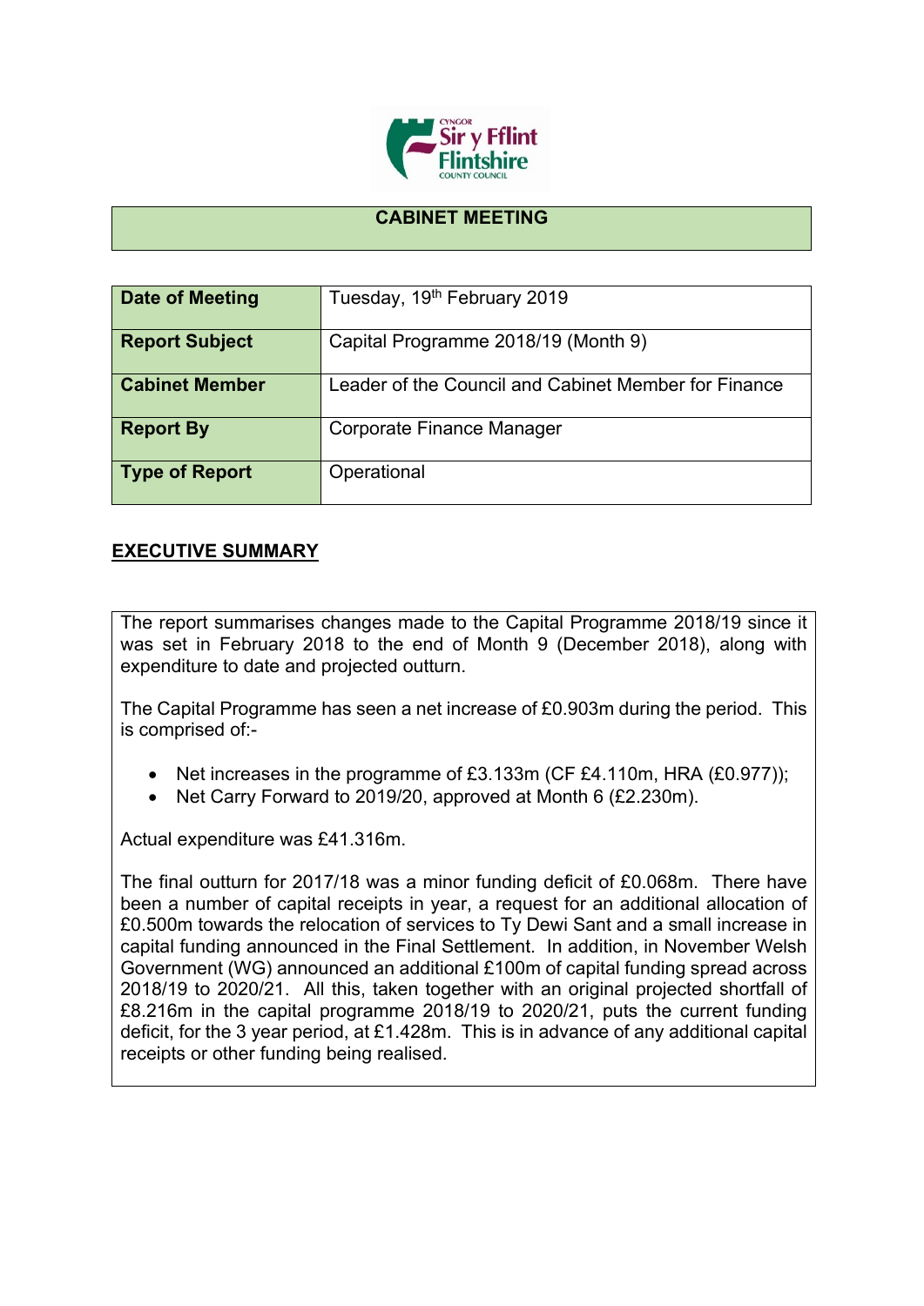## CABINET MEETING

| Date of Meeting | Tuesday, 19th February 2019 |
|---|---|
| Report Subject | Capital Programme 2018/19 (Month 9) |
| Cabinet Member | Leader of the Council and Cabinet Member for Finance |
| Report By | Corporate Finance Manager |
| Type of Report | Operational |

## EXECUTIVE SUMMARY

The report summarises changes made to the Capital Programme 2018/19 since it was set in February 2018 to the end of Month 9 (December 2018), along with expenditure to date and projected outturn.

The Capital Programme has seen a net increase of £0.903m during the period. This is comprised of:-

- Net increases in the programme of £3.133m (CF £4.110m, HRA (£0.977));
- Net Carry Forward to 2019/20, approved at Month 6 (£2.230m).

Actual expenditure was £41.316m.

The final outturn for 2017/18 was a minor funding deficit of £0.068m. There have been a number of capital receipts in year, a request for an additional allocation of £0.500m towards the relocation of services to Ty Dewi Sant and a small increase in capital funding announced in the Final Settlement. In addition, in November Welsh Government (WG) announced an additional £100m of capital funding spread across 2018/19 to 2020/21. All this, taken together with an original projected shortfall of £8.216m in the capital programme 2018/19 to 2020/21, puts the current funding deficit, for the 3 year period, at £1.428m. This is in advance of any additional capital receipts or other funding being realised.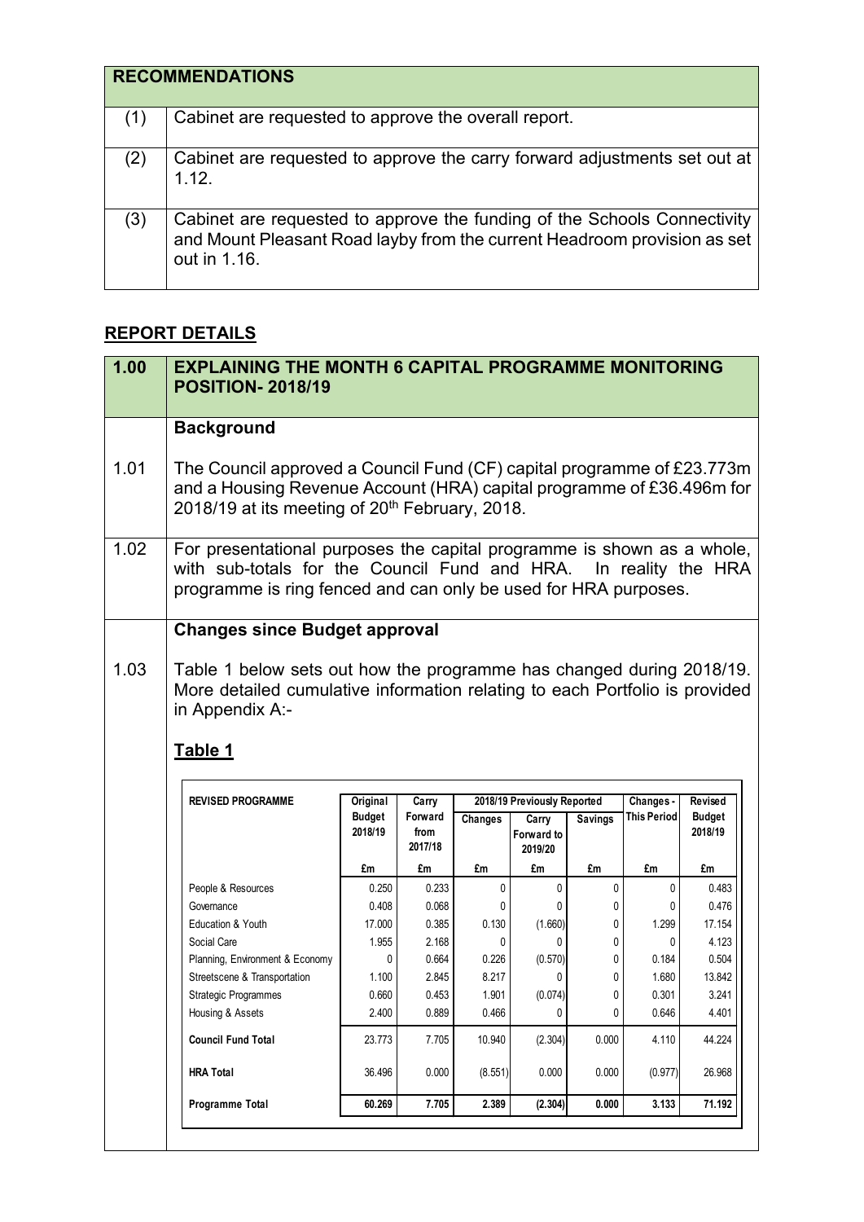## RECOMMENDATIONS

| | |
|---|---|
| (1) | Cabinet are requested to approve the overall report. |
| (2) | Cabinet are requested to approve the carry forward adjustments set out at 1.12. |
| (3) | Cabinet are requested to approve the funding of the Schools Connectivity and Mount Pleasant Road layby from the current Headroom provision as set out in 1.16. |

## REPORT DETAILS

### 1.00 EXPLAINING THE MONTH 6 CAPITAL PROGRAMME MONITORING POSITION- 2018/19

**Background**

1.01 The Council approved a Council Fund (CF) capital programme of £23.773m and a Housing Revenue Account (HRA) capital programme of £36.496m for 2018/19 at its meeting of 20th February, 2018.

1.02 For presentational purposes the capital programme is shown as a whole, with sub-totals for the Council Fund and HRA. In reality the HRA programme is ring fenced and can only be used for HRA purposes.

**Changes since Budget approval**

1.03 Table 1 below sets out how the programme has changed during 2018/19. More detailed cumulative information relating to each Portfolio is provided in Appendix A:-

**Table 1**

| REVISED PROGRAMME | Original Budget 2018/19 | Carry Forward from 2017/18 | 2018/19 Previously Reported | | | Changes - This Period | Revised Budget 2018/19 |
|---|---|---|---|---|---|---|---|
| | | | Changes | Carry Forward to 2019/20 | Savings | | |
| | £m | £m | £m | £m | £m | £m | £m |
| People & Resources | 0.250 | 0.233 | 0 | 0 | 0 | 0 | 0.483 |
| Governance | 0.408 | 0.068 | 0 | 0 | 0 | 0 | 0.476 |
| Education & Youth | 17.000 | 0.385 | 0.130 | (1.660) | 0 | 1.299 | 17.154 |
| Social Care | 1.955 | 2.168 | 0 | 0 | 0 | 0 | 4.123 |
| Planning, Environment & Economy | 0 | 0.664 | 0.226 | (0.570) | 0 | 0.184 | 0.504 |
| Streetscene & Transportation | 1.100 | 2.845 | 8.217 | 0 | 0 | 1.680 | 13.842 |
| Strategic Programmes | 0.660 | 0.453 | 1.901 | (0.074) | 0 | 0.301 | 3.241 |
| Housing & Assets | 2.400 | 0.889 | 0.466 | 0 | 0 | 0.646 | 4.401 |
| **Council Fund Total** | 23.773 | 7.705 | 10.940 | (2.304) | 0.000 | 4.110 | 44.224 |
| **HRA Total** | 36.496 | 0.000 | (8.551) | 0.000 | 0.000 | (0.977) | 26.968 |
| **Programme Total** | **60.269** | **7.705** | **2.389** | **(2.304)** | **0.000** | **3.133** | **71.192** |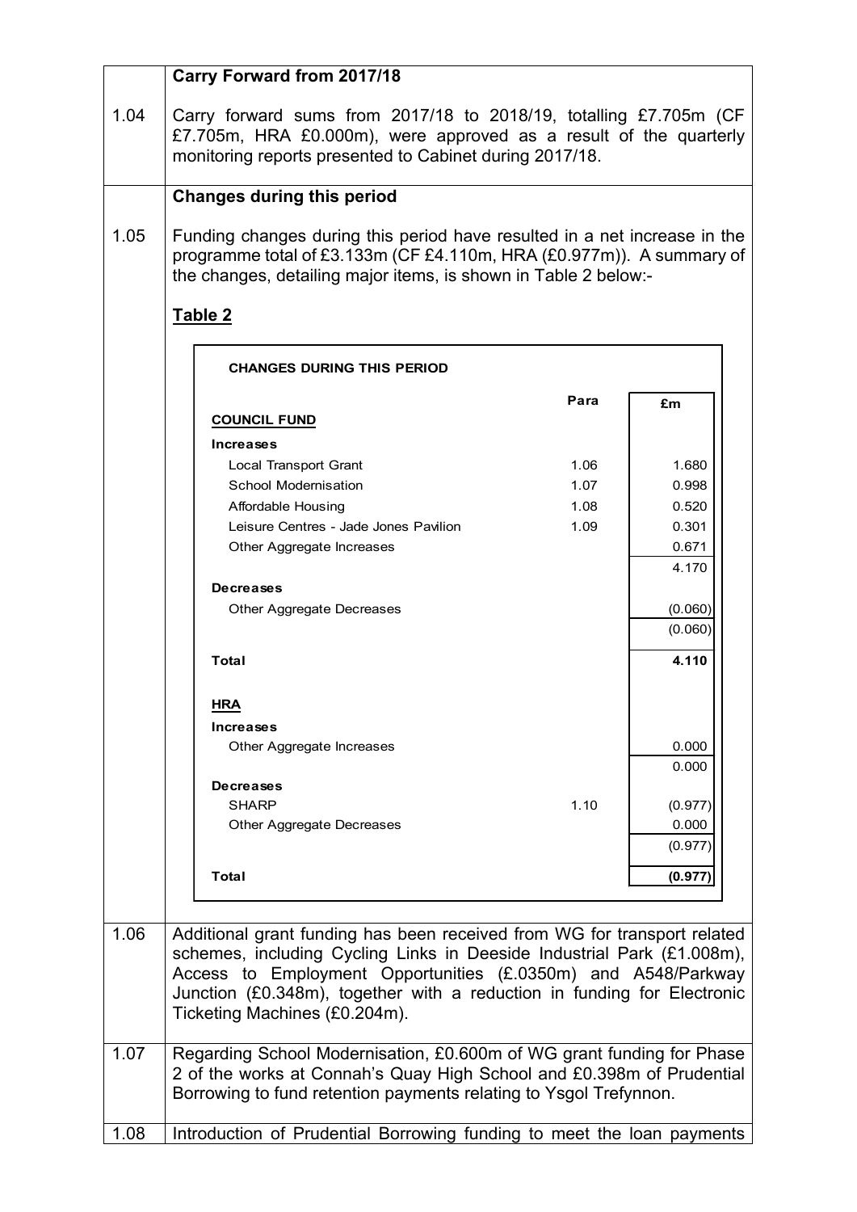| | |
|---|---|
| | **Carry Forward from 2017/18** |
| 1.04 | Carry forward sums from 2017/18 to 2018/19, totalling £7.705m (CF £7.705m, HRA £0.000m), were approved as a result of the quarterly monitoring reports presented to Cabinet during 2017/18. |
| | **Changes during this period** |
| 1.05 | Funding changes during this period have resulted in a net increase in the programme total of £3.133m (CF £4.110m, HRA (£0.977m)). A summary of the changes, detailing major items, is shown in Table 2 below:- |

**Table 2**

**CHANGES DURING THIS PERIOD**

| | Para | £m |
|---|---|---|
| **COUNCIL FUND** | | |
| **Increases** | | |
| Local Transport Grant | 1.06 | 1.680 |
| School Modernisation | 1.07 | 0.998 |
| Affordable Housing | 1.08 | 0.520 |
| Leisure Centres - Jade Jones Pavilion | 1.09 | 0.301 |
| Other Aggregate Increases | | 0.671 |
| | | 4.170 |
| **Decreases** | | |
| Other Aggregate Decreases | | (0.060) |
| | | (0.060) |
| **Total** | | **4.110** |
| **HRA** | | |
| **Increases** | | |
| Other Aggregate Increases | | 0.000 |
| | | 0.000 |
| **Decreases** | | |
| SHARP | 1.10 | (0.977) |
| Other Aggregate Decreases | | 0.000 |
| | | (0.977) |
| **Total** | | **(0.977)** |

| | |
|---|---|
| 1.06 | Additional grant funding has been received from WG for transport related schemes, including Cycling Links in Deeside Industrial Park (£1.008m), Access to Employment Opportunities (£.0350m) and A548/Parkway Junction (£0.348m), together with a reduction in funding for Electronic Ticketing Machines (£0.204m). |
| 1.07 | Regarding School Modernisation, £0.600m of WG grant funding for Phase 2 of the works at Connah's Quay High School and £0.398m of Prudential Borrowing to fund retention payments relating to Ysgol Trefynnon. |
| 1.08 | Introduction of Prudential Borrowing funding to meet the loan payments |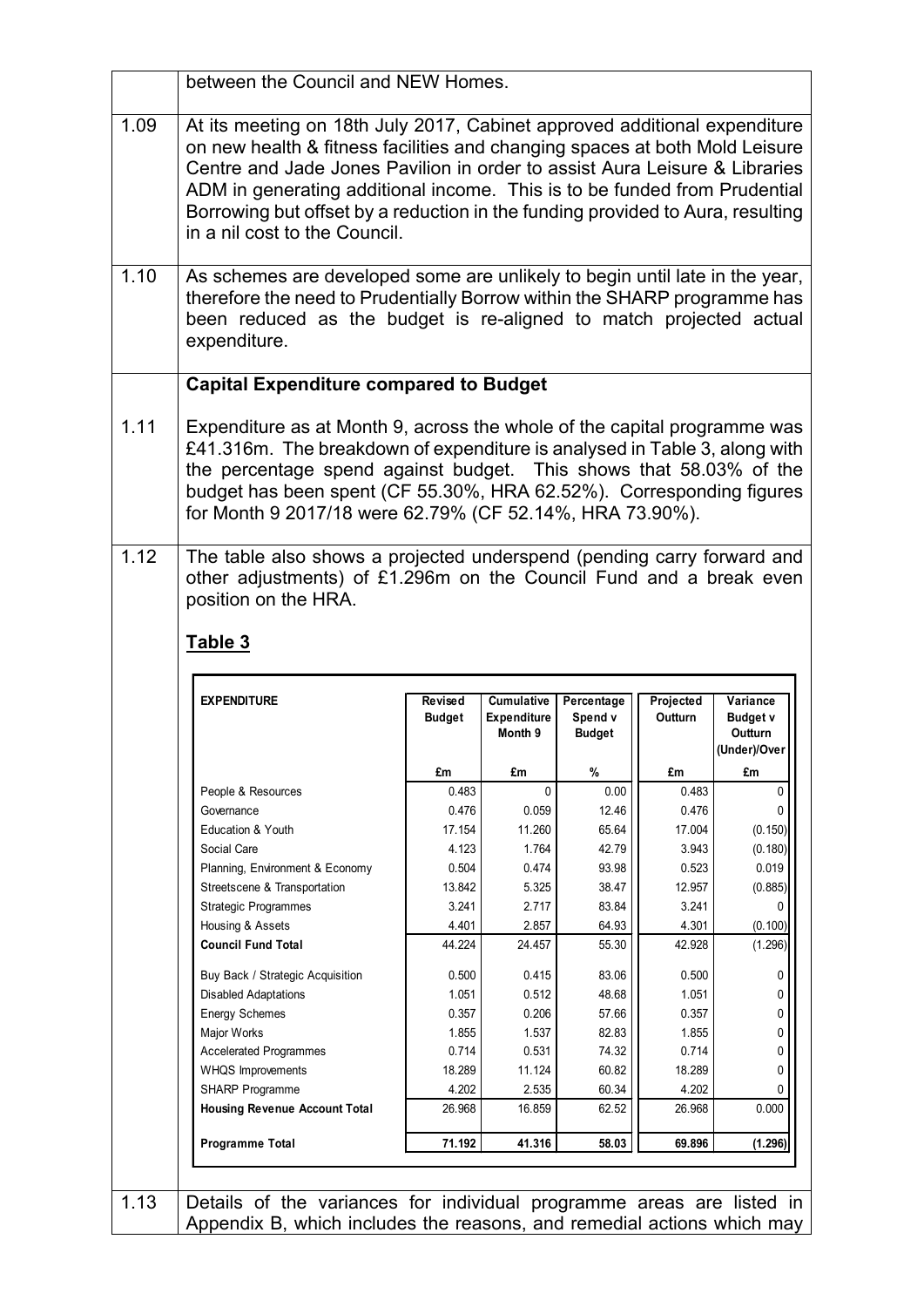between the Council and NEW Homes.

1.09 At its meeting on 18th July 2017, Cabinet approved additional expenditure on new health & fitness facilities and changing spaces at both Mold Leisure Centre and Jade Jones Pavilion in order to assist Aura Leisure & Libraries ADM in generating additional income. This is to be funded from Prudential Borrowing but offset by a reduction in the funding provided to Aura, resulting in a nil cost to the Council.

1.10 As schemes are developed some are unlikely to begin until late in the year, therefore the need to Prudentially Borrow within the SHARP programme has been reduced as the budget is re-aligned to match projected actual expenditure.

**Capital Expenditure compared to Budget**

1.11 Expenditure as at Month 9, across the whole of the capital programme was £41.316m. The breakdown of expenditure is analysed in Table 3, along with the percentage spend against budget. This shows that 58.03% of the budget has been spent (CF 55.30%, HRA 62.52%). Corresponding figures for Month 9 2017/18 were 62.79% (CF 52.14%, HRA 73.90%).

1.12 The table also shows a projected underspend (pending carry forward and other adjustments) of £1.296m on the Council Fund and a break even position on the HRA.

**Table 3**

| EXPENDITURE | Revised Budget | Cumulative Expenditure Month 9 | Percentage Spend v Budget | Projected Outturn | Variance Budget v Outturn (Under)/Over |
|---|---|---|---|---|---|
| | £m | £m | % | £m | £m |
| People & Resources | 0.483 | 0 | 0.00 | 0.483 | 0 |
| Governance | 0.476 | 0.059 | 12.46 | 0.476 | 0 |
| Education & Youth | 17.154 | 11.260 | 65.64 | 17.004 | (0.150) |
| Social Care | 4.123 | 1.764 | 42.79 | 3.943 | (0.180) |
| Planning, Environment & Economy | 0.504 | 0.474 | 93.98 | 0.523 | 0.019 |
| Streetscene & Transportation | 13.842 | 5.325 | 38.47 | 12.957 | (0.885) |
| Strategic Programmes | 3.241 | 2.717 | 83.84 | 3.241 | 0 |
| Housing & Assets | 4.401 | 2.857 | 64.93 | 4.301 | (0.100) |
| **Council Fund Total** | 44.224 | 24.457 | 55.30 | 42.928 | (1.296) |
| Buy Back / Strategic Acquisition | 0.500 | 0.415 | 83.06 | 0.500 | 0 |
| Disabled Adaptations | 1.051 | 0.512 | 48.68 | 1.051 | 0 |
| Energy Schemes | 0.357 | 0.206 | 57.66 | 0.357 | 0 |
| Major Works | 1.855 | 1.537 | 82.83 | 1.855 | 0 |
| Accelerated Programmes | 0.714 | 0.531 | 74.32 | 0.714 | 0 |
| WHQS Improvements | 18.289 | 11.124 | 60.82 | 18.289 | 0 |
| SHARP Programme | 4.202 | 2.535 | 60.34 | 4.202 | 0 |
| **Housing Revenue Account Total** | 26.968 | 16.859 | 62.52 | 26.968 | 0.000 |
| **Programme Total** | 71.192 | 41.316 | 58.03 | 69.896 | (1.296) |

1.13 Details of the variances for individual programme areas are listed in Appendix B, which includes the reasons, and remedial actions which may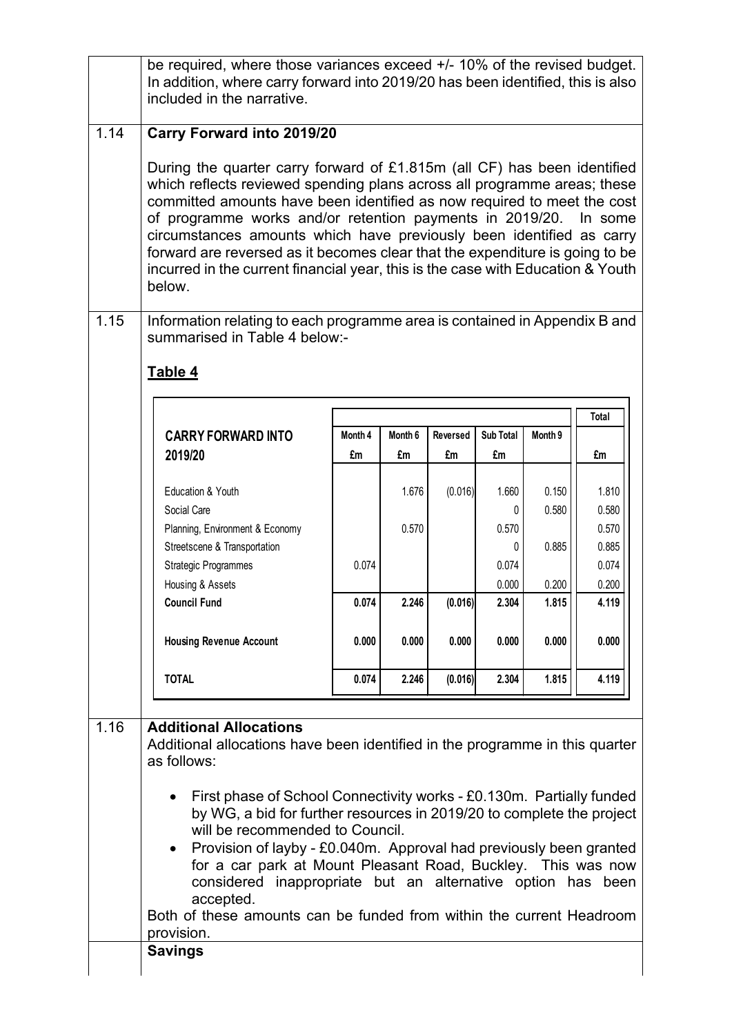be required, where those variances exceed +/- 10% of the revised budget. In addition, where carry forward into 2019/20 has been identified, this is also included in the narrative.

**1.14 Carry Forward into 2019/20**

During the quarter carry forward of £1.815m (all CF) has been identified which reflects reviewed spending plans across all programme areas; these committed amounts have been identified as now required to meet the cost of programme works and/or retention payments in 2019/20. In some circumstances amounts which have previously been identified as carry forward are reversed as it becomes clear that the expenditure is going to be incurred in the current financial year, this is the case with Education & Youth below.

**1.15** Information relating to each programme area is contained in Appendix B and summarised in Table 4 below:-

**Table 4**

| CARRY FORWARD INTO 2019/20 | Month 4 £m | Month 6 £m | Reversed £m | Sub Total £m | Month 9 | Total £m |
|---|---|---|---|---|---|---|
| Education & Youth | | 1.676 | (0.016) | 1.660 | 0.150 | 1.810 |
| Social Care | | | | 0 | 0.580 | 0.580 |
| Planning, Environment & Economy | | 0.570 | | 0.570 | | 0.570 |
| Streetscene & Transportation | | | | 0 | 0.885 | 0.885 |
| Strategic Programmes | 0.074 | | | 0.074 | | 0.074 |
| Housing & Assets | | | | 0.000 | 0.200 | 0.200 |
| **Council Fund** | **0.074** | **2.246** | **(0.016)** | **2.304** | **1.815** | **4.119** |
| **Housing Revenue Account** | **0.000** | **0.000** | **0.000** | **0.000** | **0.000** | **0.000** |
| **TOTAL** | **0.074** | **2.246** | **(0.016)** | **2.304** | **1.815** | **4.119** |

**1.16 Additional Allocations**

Additional allocations have been identified in the programme in this quarter as follows:

- First phase of School Connectivity works - £0.130m. Partially funded by WG, a bid for further resources in 2019/20 to complete the project will be recommended to Council.
- Provision of layby - £0.040m. Approval had previously been granted for a car park at Mount Pleasant Road, Buckley. This was now considered inappropriate but an alternative option has been accepted.

Both of these amounts can be funded from within the current Headroom provision.

**Savings**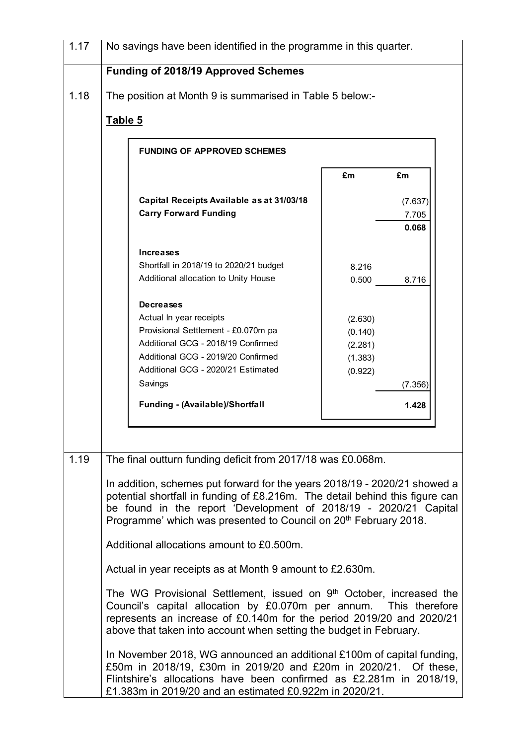1.17 No savings have been identified in the programme in this quarter.

**Funding of 2018/19 Approved Schemes**

1.18 The position at Month 9 is summarised in Table 5 below:-

**Table 5**

| FUNDING OF APPROVED SCHEMES | | |
|---|---|---|
| | £m | £m |
| **Capital Receipts Available as at 31/03/18** | | (7.637) |
| **Carry Forward Funding** | | 7.705 |
| | | **0.068** |
| **Increases** | | |
| Shortfall in 2018/19 to 2020/21 budget | 8.216 | |
| Additional allocation to Unity House | 0.500 | 8.716 |
| **Decreases** | | |
| Actual In year receipts | (2.630) | |
| Provisional Settlement - £0.070m pa | (0.140) | |
| Additional GCG - 2018/19 Confirmed | (2.281) | |
| Additional GCG - 2019/20 Confirmed | (1.383) | |
| Additional GCG - 2020/21 Estimated | (0.922) | |
| Savings | | (7.356) |
| **Funding - (Available)/Shortfall** | | **1.428** |

1.19 The final outturn funding deficit from 2017/18 was £0.068m.

In addition, schemes put forward for the years 2018/19 - 2020/21 showed a potential shortfall in funding of £8.216m. The detail behind this figure can be found in the report 'Development of 2018/19 - 2020/21 Capital Programme' which was presented to Council on 20th February 2018.

Additional allocations amount to £0.500m.

Actual in year receipts as at Month 9 amount to £2.630m.

The WG Provisional Settlement, issued on 9th October, increased the Council's capital allocation by £0.070m per annum. This therefore represents an increase of £0.140m for the period 2019/20 and 2020/21 above that taken into account when setting the budget in February.

In November 2018, WG announced an additional £100m of capital funding, £50m in 2018/19, £30m in 2019/20 and £20m in 2020/21. Of these, Flintshire's allocations have been confirmed as £2.281m in 2018/19, £1.383m in 2019/20 and an estimated £0.922m in 2020/21.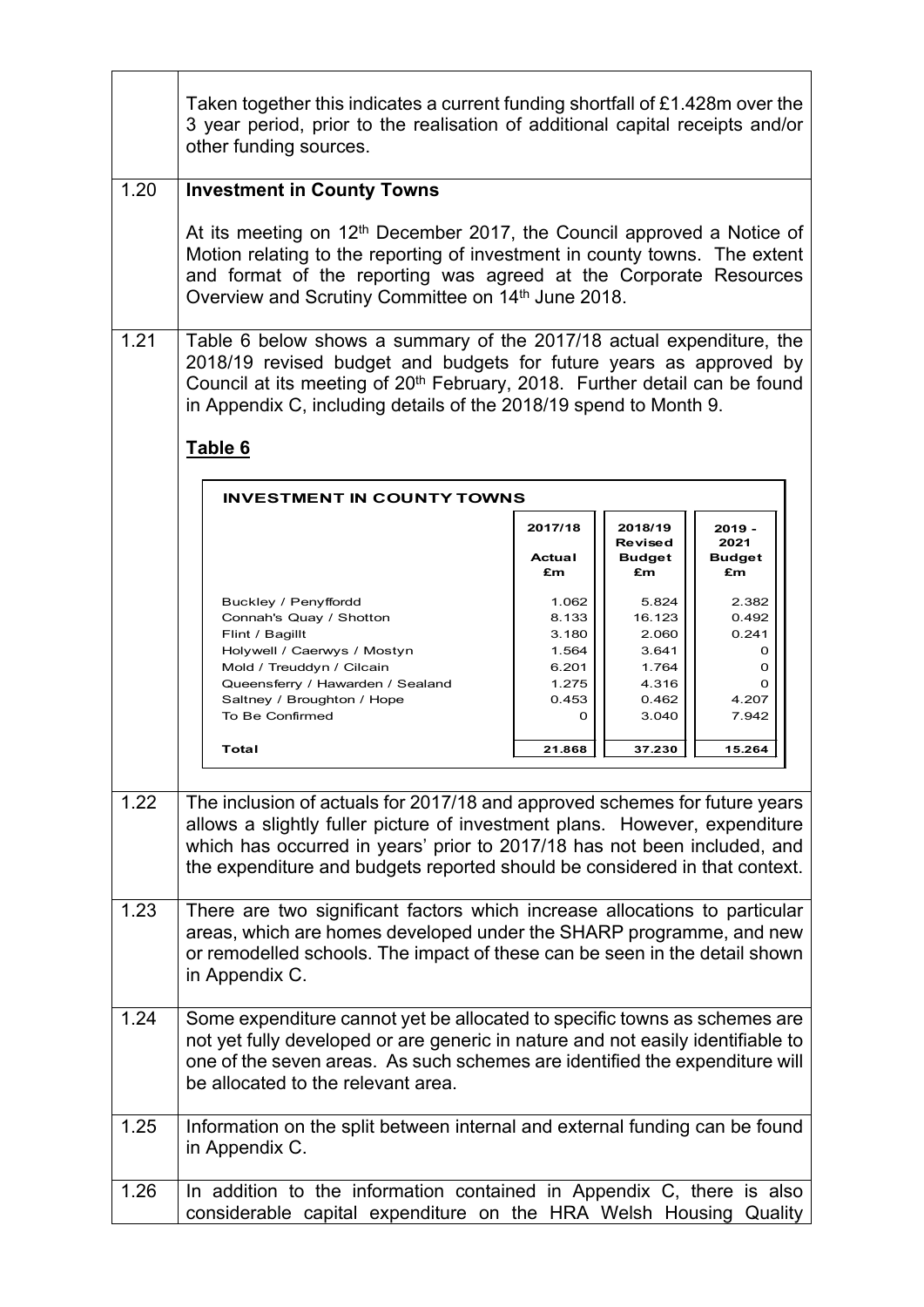| | |
|---|---|
| | Taken together this indicates a current funding shortfall of £1.428m over the 3 year period, prior to the realisation of additional capital receipts and/or other funding sources. |
| 1.20 | **Investment in County Towns**<br><br>At its meeting on 12th December 2017, the Council approved a Notice of Motion relating to the reporting of investment in county towns. The extent and format of the reporting was agreed at the Corporate Resources Overview and Scrutiny Committee on 14th June 2018. |
| 1.21 | Table 6 below shows a summary of the 2017/18 actual expenditure, the 2018/19 revised budget and budgets for future years as approved by Council at its meeting of 20th February, 2018. Further detail can be found in Appendix C, including details of the 2018/19 spend to Month 9. |

**Table 6**

| INVESTMENT IN COUNTY TOWNS | 2017/18 Actual £m | 2018/19 Revised Budget £m | 2019 - 2021 Budget £m |
|---|---|---|---|
| Buckley / Penyffordd | 1.062 | 5.824 | 2.382 |
| Connah's Quay / Shotton | 8.133 | 16.123 | 0.492 |
| Flint / Bagillt | 3.180 | 2.060 | 0.241 |
| Holywell / Caerwys / Mostyn | 1.564 | 3.641 | 0 |
| Mold / Treuddyn / Cilcain | 6.201 | 1.764 | 0 |
| Queensferry / Hawarden / Sealand | 1.275 | 4.316 | 0 |
| Saltney / Broughton / Hope | 0.453 | 0.462 | 4.207 |
| To Be Confirmed | 0 | 3.040 | 7.942 |
| **Total** | **21.868** | **37.230** | **15.264** |

| | |
|---|---|
| 1.22 | The inclusion of actuals for 2017/18 and approved schemes for future years allows a slightly fuller picture of investment plans. However, expenditure which has occurred in years' prior to 2017/18 has not been included, and the expenditure and budgets reported should be considered in that context. |
| 1.23 | There are two significant factors which increase allocations to particular areas, which are homes developed under the SHARP programme, and new or remodelled schools. The impact of these can be seen in the detail shown in Appendix C. |
| 1.24 | Some expenditure cannot yet be allocated to specific towns as schemes are not yet fully developed or are generic in nature and not easily identifiable to one of the seven areas. As such schemes are identified the expenditure will be allocated to the relevant area. |
| 1.25 | Information on the split between internal and external funding can be found in Appendix C. |
| 1.26 | In addition to the information contained in Appendix C, there is also considerable capital expenditure on the HRA Welsh Housing Quality |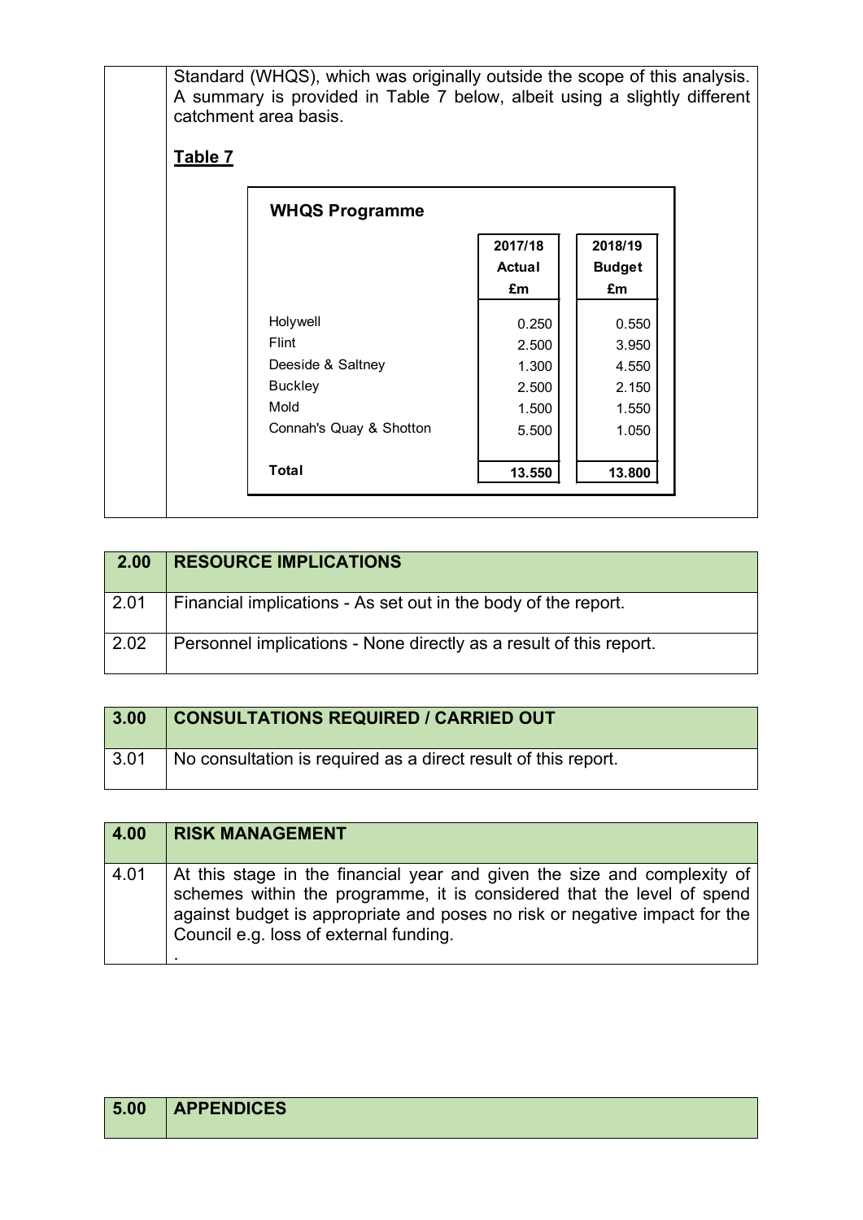Standard (WHQS), which was originally outside the scope of this analysis. A summary is provided in Table 7 below, albeit using a slightly different catchment area basis.

**Table 7**

| WHQS Programme | 2017/18 Actual £m | 2018/19 Budget £m |
|---|---|---|
| Holywell | 0.250 | 0.550 |
| Flint | 2.500 | 3.950 |
| Deeside & Saltney | 1.300 | 4.550 |
| Buckley | 2.500 | 2.150 |
| Mold | 1.500 | 1.550 |
| Connah's Quay & Shotton | 5.500 | 1.050 |
| **Total** | **13.550** | **13.800** |

## 2.00 RESOURCE IMPLICATIONS

2.01 Financial implications - As set out in the body of the report.

2.02 Personnel implications - None directly as a result of this report.

## 3.00 CONSULTATIONS REQUIRED / CARRIED OUT

3.01 No consultation is required as a direct result of this report.

## 4.00 RISK MANAGEMENT

4.01 At this stage in the financial year and given the size and complexity of schemes within the programme, it is considered that the level of spend against budget is appropriate and poses no risk or negative impact for the Council e.g. loss of external funding.

.

## 5.00 APPENDICES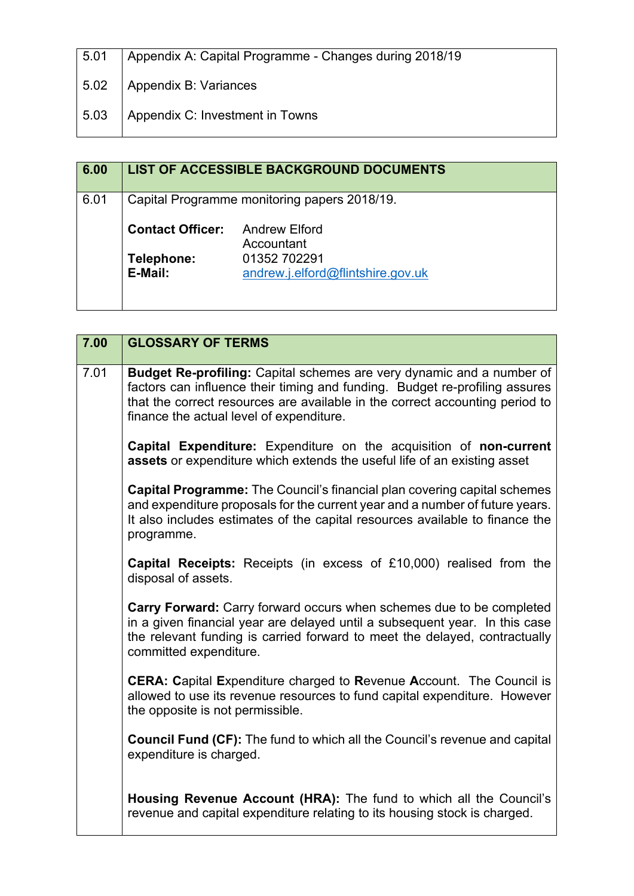| | |
|---|---|
| 5.01 | Appendix A: Capital Programme - Changes during 2018/19 |
| 5.02 | Appendix B: Variances |
| 5.03 | Appendix C: Investment in Towns |

| 6.00 | LIST OF ACCESSIBLE BACKGROUND DOCUMENTS |
|---|---|
| 6.01 | Capital Programme monitoring papers 2018/19.<br><br>**Contact Officer:** Andrew Elford<br>Accountant<br>**Telephone:** 01352 702291<br>**E-Mail:** andrew.j.elford@flintshire.gov.uk |

| 7.00 | GLOSSARY OF TERMS |
|---|---|
| 7.01 | **Budget Re-profiling:** Capital schemes are very dynamic and a number of factors can influence their timing and funding. Budget re-profiling assures that the correct resources are available in the correct accounting period to finance the actual level of expenditure.<br><br>**Capital Expenditure:** Expenditure on the acquisition of **non-current assets** or expenditure which extends the useful life of an existing asset<br><br>**Capital Programme:** The Council's financial plan covering capital schemes and expenditure proposals for the current year and a number of future years. It also includes estimates of the capital resources available to finance the programme.<br><br>**Capital Receipts:** Receipts (in excess of £10,000) realised from the disposal of assets.<br><br>**Carry Forward:** Carry forward occurs when schemes due to be completed in a given financial year are delayed until a subsequent year. In this case the relevant funding is carried forward to meet the delayed, contractually committed expenditure.<br><br>**CERA: C**apital **E**xpenditure charged to **R**evenue **A**ccount. The Council is allowed to use its revenue resources to fund capital expenditure. However the opposite is not permissible.<br><br>**Council Fund (CF):** The fund to which all the Council's revenue and capital expenditure is charged.<br><br>**Housing Revenue Account (HRA):** The fund to which all the Council's revenue and capital expenditure relating to its housing stock is charged. |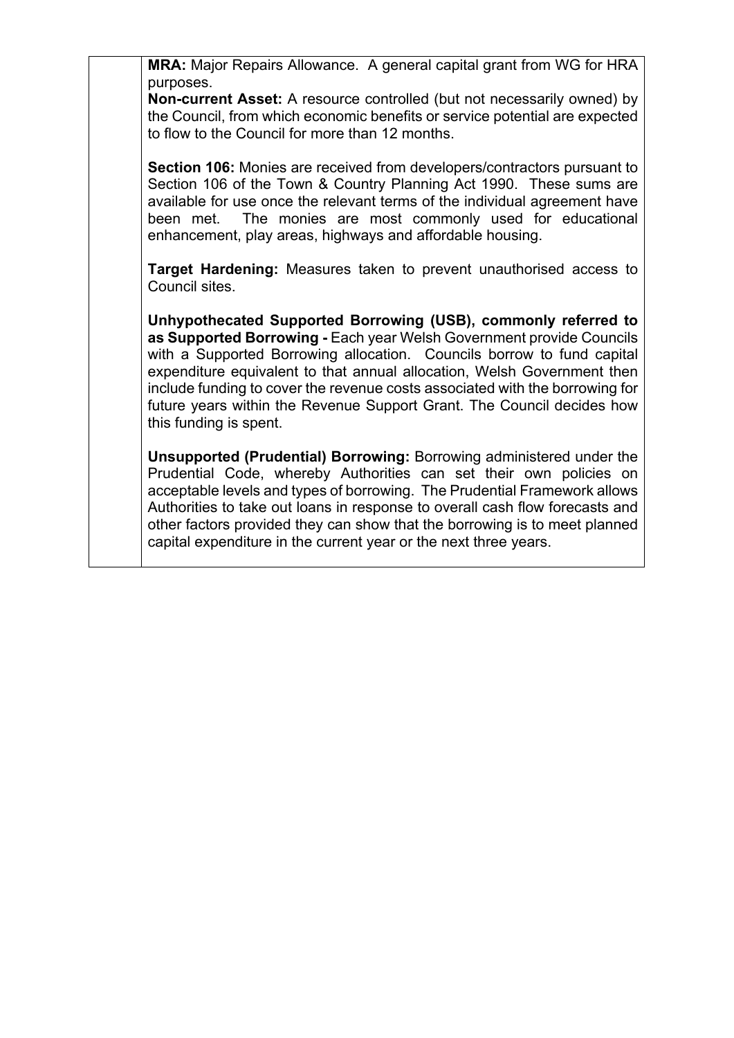| | |
|---|---|
| | **MRA:** Major Repairs Allowance. A general capital grant from WG for HRA purposes.<br>**Non-current Asset:** A resource controlled (but not necessarily owned) by the Council, from which economic benefits or service potential are expected to flow to the Council for more than 12 months.<br><br>**Section 106:** Monies are received from developers/contractors pursuant to Section 106 of the Town & Country Planning Act 1990. These sums are available for use once the relevant terms of the individual agreement have been met. The monies are most commonly used for educational enhancement, play areas, highways and affordable housing.<br><br>**Target Hardening:** Measures taken to prevent unauthorised access to Council sites.<br><br>**Unhypothecated Supported Borrowing (USB), commonly referred to as Supported Borrowing -** Each year Welsh Government provide Councils with a Supported Borrowing allocation. Councils borrow to fund capital expenditure equivalent to that annual allocation, Welsh Government then include funding to cover the revenue costs associated with the borrowing for future years within the Revenue Support Grant. The Council decides how this funding is spent.<br><br>**Unsupported (Prudential) Borrowing:** Borrowing administered under the Prudential Code, whereby Authorities can set their own policies on acceptable levels and types of borrowing. The Prudential Framework allows Authorities to take out loans in response to overall cash flow forecasts and other factors provided they can show that the borrowing is to meet planned capital expenditure in the current year or the next three years. |